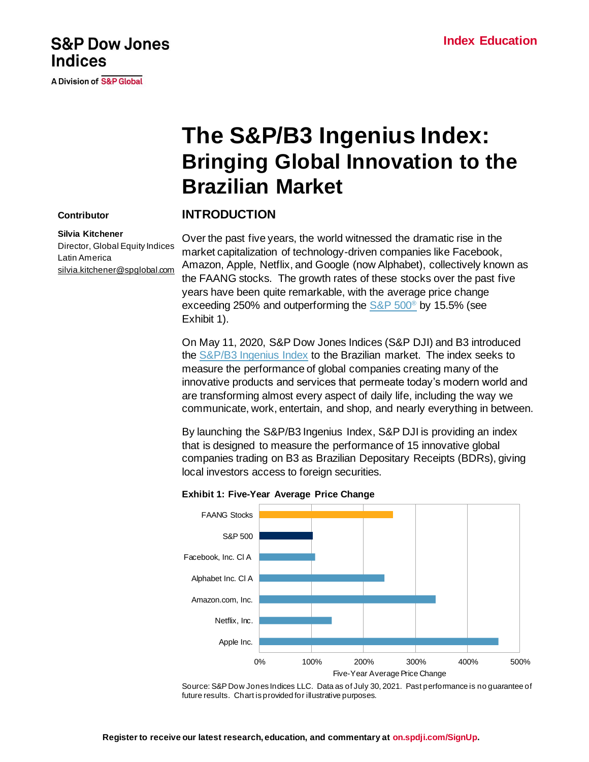S&P Dow Jones Indices

A Division of S&P Global

**Index Education**

# The S&P/B3 Ingenius Index: Bringing Global Innovation to the Brazilian Market

**Contributor**

**Silvia Kitchener**
Director, Global Equity Indices Latin America
silvia.kitchener@spglobal.com

## INTRODUCTION

Over the past five years, the world witnessed the dramatic rise in the market capitalization of technology-driven companies like Facebook, Amazon, Apple, Netflix, and Google (now Alphabet), collectively known as the FAANG stocks. The growth rates of these stocks over the past five years have been quite remarkable, with the average price change exceeding 250% and outperforming the S&P 500® by 15.5% (see Exhibit 1).

On May 11, 2020, S&P Dow Jones Indices (S&P DJI) and B3 introduced the S&P/B3 Ingenius Index to the Brazilian market. The index seeks to measure the performance of global companies creating many of the innovative products and services that permeate today's modern world and are transforming almost every aspect of daily life, including the way we communicate, work, entertain, and shop, and nearly everything in between.

By launching the S&P/B3 Ingenius Index, S&P DJI is providing an index that is designed to measure the performance of 15 innovative global companies trading on B3 as Brazilian Depositary Receipts (BDRs), giving local investors access to foreign securities.

**Exhibit 1: Five-Year Average Price Change**

Source: S&P Dow Jones Indices LLC. Data as of July 30, 2021. Past performance is no guarantee of future results. Chart is provided for illustrative purposes.

Register to receive our latest research, education, and commentary at on.spdji.com/SignUp.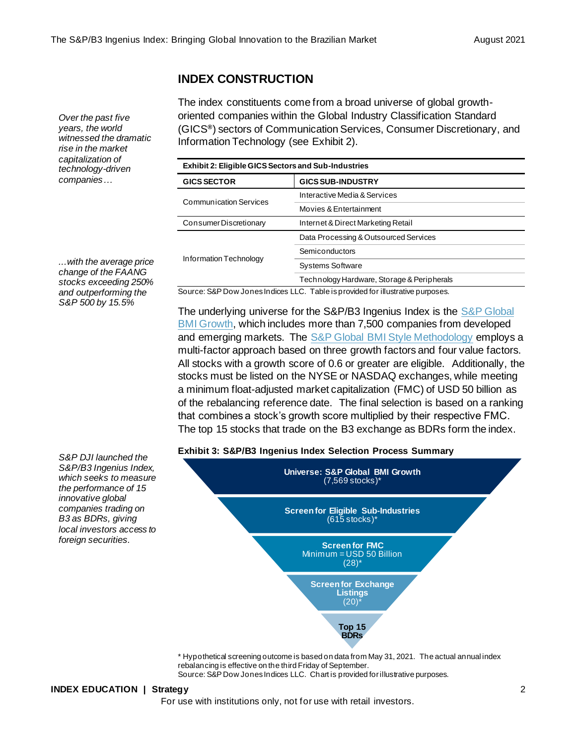## INDEX CONSTRUCTION

*Over the past five years, the world witnessed the dramatic rise in the market capitalization of technology-driven companies…*

The index constituents come from a broad universe of global growth-oriented companies within the Global Industry Classification Standard (GICS®) sectors of Communication Services, Consumer Discretionary, and Information Technology (see Exhibit 2).

**Exhibit 2: Eligible GICS Sectors and Sub-Industries**

| GICS SECTOR | GICS SUB-INDUSTRY |
|---|---|
| Communication Services | Interactive Media & Services |
| | Movies & Entertainment |
| Consumer Discretionary | Internet & Direct Marketing Retail |
| Information Technology | Data Processing & Outsourced Services |
| | Semiconductors |
| | Systems Software |
| | Technology Hardware, Storage & Peripherals |

Source: S&P Dow Jones Indices LLC. Table is provided for illustrative purposes.

*…with the average price change of the FAANG stocks exceeding 250% and outperforming the S&P 500 by 15.5%*

The underlying universe for the S&P/B3 Ingenius Index is the S&P Global BMI Growth, which includes more than 7,500 companies from developed and emerging markets. The S&P Global BMI Style Methodology employs a multi-factor approach based on three growth factors and four value factors. All stocks with a growth score of 0.6 or greater are eligible. Additionally, the stocks must be listed on the NYSE or NASDAQ exchanges, while meeting a minimum float-adjusted market capitalization (FMC) of USD 50 billion as of the rebalancing reference date. The final selection is based on a ranking that combines a stock's growth score multiplied by their respective FMC. The top 15 stocks that trade on the B3 exchange as BDRs form the index.

*S&P DJI launched the S&P/B3 Ingenius Index, which seeks to measure the performance of 15 innovative global companies trading on B3 as BDRs, giving local investors access to foreign securities.*

**Exhibit 3: S&P/B3 Ingenius Index Selection Process Summary**

- **Universe: S&P Global BMI Growth** (7,569 stocks)*
- **Screen for Eligible Sub-Industries** (615 stocks)*
- **Screen for FMC** Minimum = USD 50 Billion (28)*
- **Screen for Exchange Listings** (20)*
- **Top 15 BDRs**

\* Hypothetical screening outcome is based on data from May 31, 2021. The actual annual index rebalancing is effective on the third Friday of September.

Source: S&P Dow Jones Indices LLC. Chart is provided for illustrative purposes.

For use with institutions only, not for use with retail investors.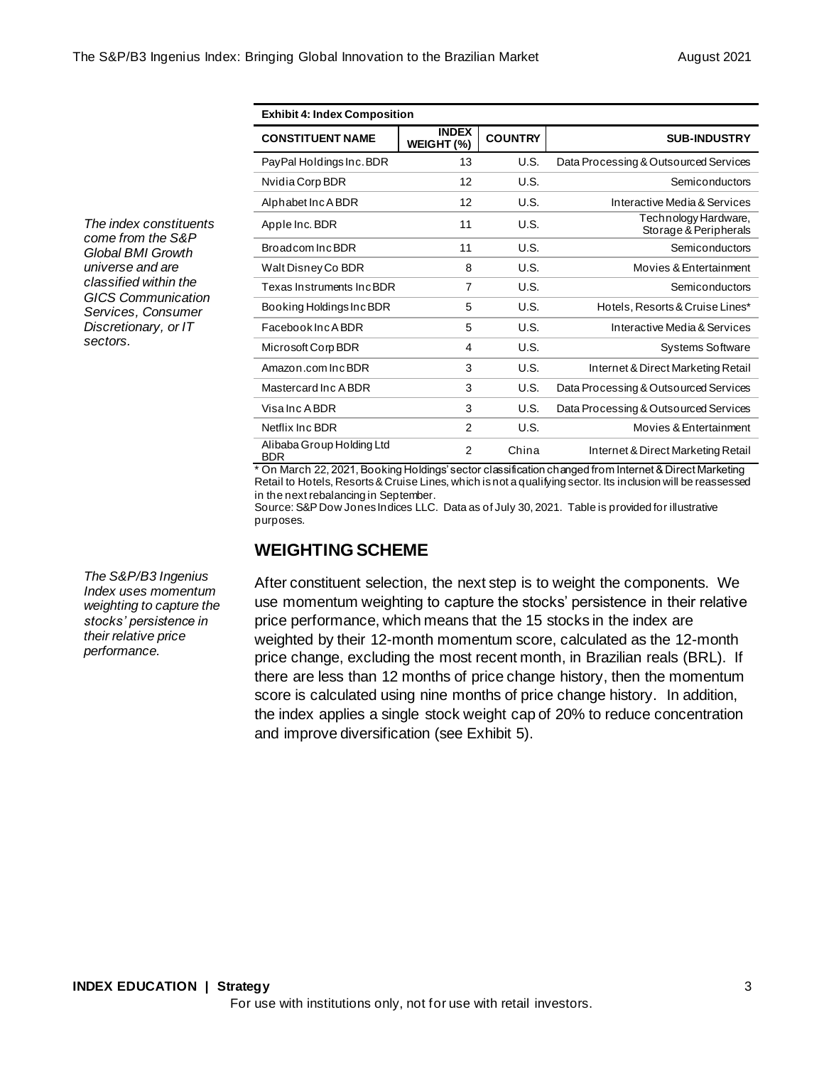*The index constituents come from the S&P Global BMI Growth universe and are classified within the GICS Communication Services, Consumer Discretionary, or IT sectors.*

**Exhibit 4: Index Composition**

| CONSTITUENT NAME | INDEX WEIGHT (%) | COUNTRY | SUB-INDUSTRY |
|---|---|---|---|
| PayPal Holdings Inc. BDR | 13 | U.S. | Data Processing & Outsourced Services |
| Nvidia Corp BDR | 12 | U.S. | Semiconductors |
| Alphabet Inc A BDR | 12 | U.S. | Interactive Media & Services |
| Apple Inc. BDR | 11 | U.S. | Technology Hardware, Storage & Peripherals |
| Broadcom Inc BDR | 11 | U.S. | Semiconductors |
| Walt Disney Co BDR | 8 | U.S. | Movies & Entertainment |
| Texas Instruments Inc BDR | 7 | U.S. | Semiconductors |
| Booking Holdings Inc BDR | 5 | U.S. | Hotels, Resorts & Cruise Lines* |
| Facebook Inc A BDR | 5 | U.S. | Interactive Media & Services |
| Microsoft Corp BDR | 4 | U.S. | Systems Software |
| Amazon.com Inc BDR | 3 | U.S. | Internet & Direct Marketing Retail |
| Mastercard Inc A BDR | 3 | U.S. | Data Processing & Outsourced Services |
| Visa Inc A BDR | 3 | U.S. | Data Processing & Outsourced Services |
| Netflix Inc BDR | 2 | U.S. | Movies & Entertainment |
| Alibaba Group Holding Ltd BDR | 2 | China | Internet & Direct Marketing Retail |

* On March 22, 2021, Booking Holdings' sector classification changed from Internet & Direct Marketing Retail to Hotels, Resorts & Cruise Lines, which is not a qualifying sector. Its inclusion will be reassessed in the next rebalancing in September.

Source: S&P Dow Jones Indices LLC. Data as of July 30, 2021. Table is provided for illustrative purposes.

## WEIGHTING SCHEME

*The S&P/B3 Ingenius Index uses momentum weighting to capture the stocks' persistence in their relative price performance.*

After constituent selection, the next step is to weight the components. We use momentum weighting to capture the stocks' persistence in their relative price performance, which means that the 15 stocks in the index are weighted by their 12-month momentum score, calculated as the 12-month price change, excluding the most recent month, in Brazilian reals (BRL). If there are less than 12 months of price change history, then the momentum score is calculated using nine months of price change history. In addition, the index applies a single stock weight cap of 20% to reduce concentration and improve diversification (see Exhibit 5).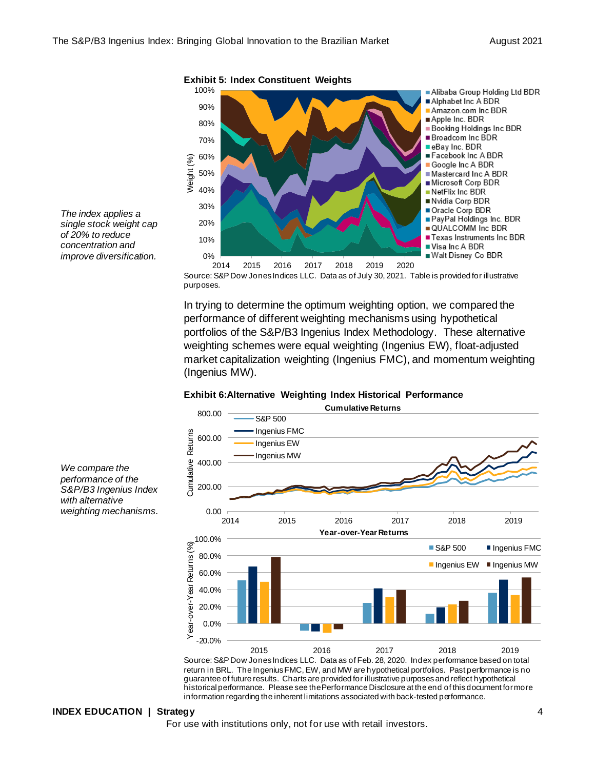*The index applies a single stock weight cap of 20% to reduce concentration and improve diversification.*

**Exhibit 5: Index Constituent Weights**

Source: S&P Dow Jones Indices LLC. Data as of July 30, 2021. Table is provided for illustrative purposes.

In trying to determine the optimum weighting option, we compared the performance of different weighting mechanisms using hypothetical portfolios of the S&P/B3 Ingenius Index Methodology. These alternative weighting schemes were equal weighting (Ingenius EW), float-adjusted market capitalization weighting (Ingenius FMC), and momentum weighting (Ingenius MW).

*We compare the performance of the S&P/B3 Ingenius Index with alternative weighting mechanisms.*

**Exhibit 6: Alternative Weighting Index Historical Performance**

Source: S&P Dow Jones Indices LLC. Data as of Feb. 28, 2020. Index performance based on total return in BRL. The Ingenius FMC, EW, and MW are hypothetical portfolios. Past performance is no guarantee of future results. Charts are provided for illustrative purposes and reflect hypothetical historical performance. Please see the Performance Disclosure at the end of this document for more information regarding the inherent limitations associated with back-tested performance.

**INDEX EDUCATION | Strategy**

For use with institutions only, not for use with retail investors.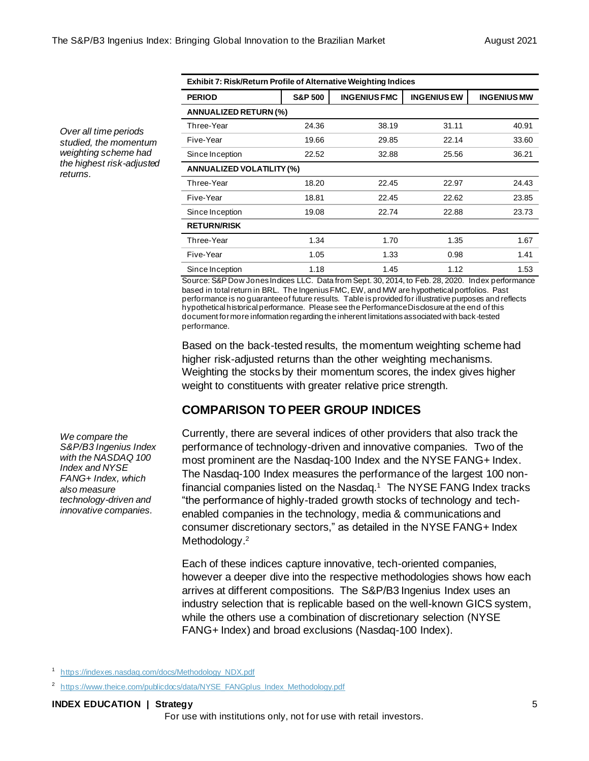*Over all time periods studied, the momentum weighting scheme had the highest risk-adjusted returns.*

**Exhibit 7: Risk/Return Profile of Alternative Weighting Indices**

| PERIOD | S&P 500 | INGENIUS FMC | INGENIUS EW | INGENIUS MW |
|---|---|---|---|---|
| **ANNUALIZED RETURN (%)** | | | | |
| Three-Year | 24.36 | 38.19 | 31.11 | 40.91 |
| Five-Year | 19.66 | 29.85 | 22.14 | 33.60 |
| Since Inception | 22.52 | 32.88 | 25.56 | 36.21 |
| **ANNUALIZED VOLATILITY (%)** | | | | |
| Three-Year | 18.20 | 22.45 | 22.97 | 24.43 |
| Five-Year | 18.81 | 22.45 | 22.62 | 23.85 |
| Since Inception | 19.08 | 22.74 | 22.88 | 23.73 |
| **RETURN/RISK** | | | | |
| Three-Year | 1.34 | 1.70 | 1.35 | 1.67 |
| Five-Year | 1.05 | 1.33 | 0.98 | 1.41 |
| Since Inception | 1.18 | 1.45 | 1.12 | 1.53 |

Source: S&P Dow Jones Indices LLC. Data from Sept. 30, 2014, to Feb. 28, 2020. Index performance based in total return in BRL. The Ingenius FMC, EW, and MW are hypothetical portfolios. Past performance is no guarantee of future results. Table is provided for illustrative purposes and reflects hypothetical historical performance. Please see the Performance Disclosure at the end of this document for more information regarding the inherent limitations associated with back-tested performance.

Based on the back-tested results, the momentum weighting scheme had higher risk-adjusted returns than the other weighting mechanisms. Weighting the stocks by their momentum scores, the index gives higher weight to constituents with greater relative price strength.

## COMPARISON TO PEER GROUP INDICES

*We compare the S&P/B3 Ingenius Index with the NASDAQ 100 Index and NYSE FANG+ Index, which also measure technology-driven and innovative companies.*

Currently, there are several indices of other providers that also track the performance of technology-driven and innovative companies. Two of the most prominent are the Nasdaq-100 Index and the NYSE FANG+ Index. The Nasdaq-100 Index measures the performance of the largest 100 non-financial companies listed on the Nasdaq.[1] The NYSE FANG Index tracks "the performance of highly-traded growth stocks of technology and tech-enabled companies in the technology, media & communications and consumer discretionary sectors," as detailed in the NYSE FANG+ Index Methodology.[2]

Each of these indices capture innovative, tech-oriented companies, however a deeper dive into the respective methodologies shows how each arrives at different compositions. The S&P/B3 Ingenius Index uses an industry selection that is replicable based on the well-known GICS system, while the others use a combination of discretionary selection (NYSE FANG+ Index) and broad exclusions (Nasdaq-100 Index).

[1] https://indexes.nasdaq.com/docs/Methodology_NDX.pdf

[2] https://www.theice.com/publicdocs/data/NYSE_FANGplus_Index_Methodology.pdf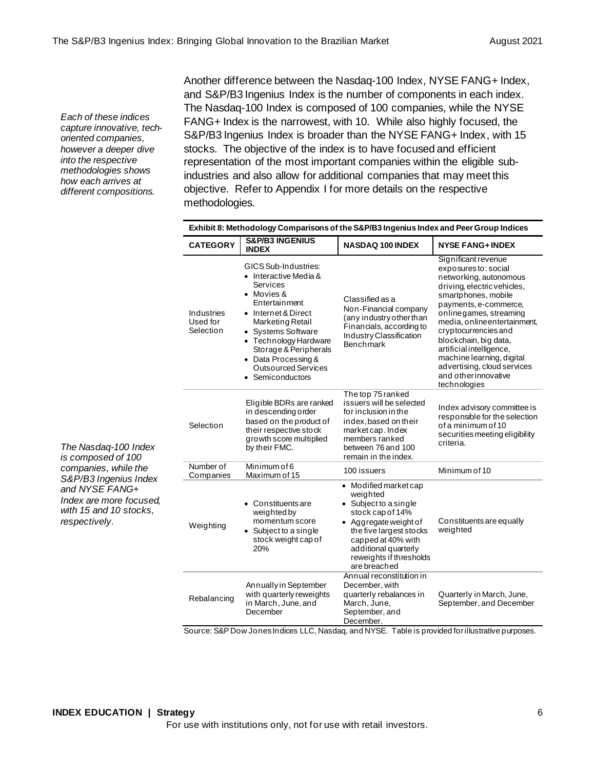*Each of these indices capture innovative, tech-oriented companies, however a deeper dive into the respective methodologies shows how each arrives at different compositions.*

Another difference between the Nasdaq-100 Index, NYSE FANG+ Index, and S&P/B3 Ingenius Index is the number of components in each index. The Nasdaq-100 Index is composed of 100 companies, while the NYSE FANG+ Index is the narrowest, with 10. While also highly focused, the S&P/B3 Ingenius Index is broader than the NYSE FANG+ Index, with 15 stocks. The objective of the index is to have focused and efficient representation of the most important companies within the eligible sub-industries and also allow for additional companies that may meet this objective. Refer to Appendix I for more details on the respective methodologies.

*The Nasdaq-100 Index is composed of 100 companies, while the S&P/B3 Ingenius Index and NYSE FANG+ Index are more focused, with 15 and 10 stocks, respectively.*

**Exhibit 8: Methodology Comparisons of the S&P/B3 Ingenius Index and Peer Group Indices**

| CATEGORY | S&P/B3 INGENIUS INDEX | NASDAQ 100 INDEX | NYSE FANG+ INDEX |
|---|---|---|---|
| Industries Used for Selection | GICS Sub-Industries: <br>• Interactive Media & Services <br>• Movies & Entertainment <br>• Internet & Direct Marketing Retail <br>• Systems Software <br>• Technology Hardware Storage & Peripherals <br>• Data Processing & Outsourced Services <br>• Semiconductors | Classified as a Non-Financial company (any industry other than Financials, according to Industry Classification Benchmark | Significant revenue exposures to: social networking, autonomous driving, electric vehicles, smartphones, mobile payments, e-commerce, online games, streaming media, online entertainment, cryptocurrencies and blockchain, big data, artificial intelligence, machine learning, digital advertising, cloud services and other innovative technologies |
| Selection | Eligible BDRs are ranked in descending order based on the product of their respective stock growth score multiplied by their FMC. | The top 75 ranked issuers will be selected for inclusion in the index, based on their market cap. Index members ranked between 76 and 100 remain in the index. | Index advisory committee is responsible for the selection of a minimum of 10 securities meeting eligibility criteria. |
| Number of Companies | Minimum of 6 <br>Maximum of 15 | 100 issuers | Minimum of 10 |
| Weighting | • Constituents are weighted by momentum score <br>• Subject to a single stock weight cap of 20% | • Modified market cap weighted <br>• Subject to a single stock cap of 14% <br>• Aggregate weight of the five largest stocks capped at 40% with additional quarterly reweights if thresholds are breached | Constituents are equally weighted |
| Rebalancing | Annually in September with quarterly reweights in March, June, and December | Annual reconstitution in December, with quarterly rebalances in March, June, September, and December. | Quarterly in March, June, September, and December |

Source: S&P Dow Jones Indices LLC, Nasdaq, and NYSE. Table is provided for illustrative purposes.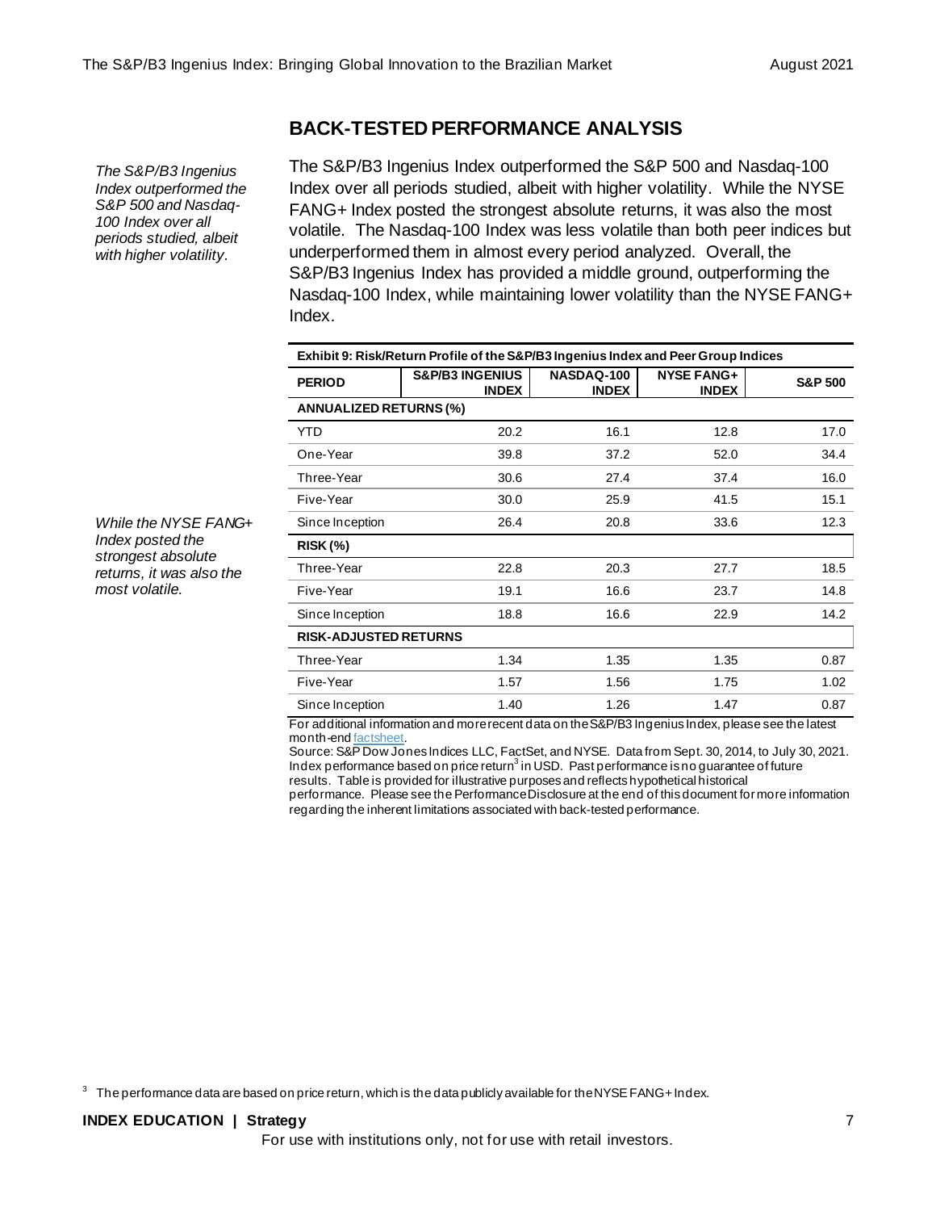## BACK-TESTED PERFORMANCE ANALYSIS

*The S&P/B3 Ingenius Index outperformed the S&P 500 and Nasdaq-100 Index over all periods studied, albeit with higher volatility.*

The S&P/B3 Ingenius Index outperformed the S&P 500 and Nasdaq-100 Index over all periods studied, albeit with higher volatility. While the NYSE FANG+ Index posted the strongest absolute returns, it was also the most volatile. The Nasdaq-100 Index was less volatile than both peer indices but underperformed them in almost every period analyzed. Overall, the S&P/B3 Ingenius Index has provided a middle ground, outperforming the Nasdaq-100 Index, while maintaining lower volatility than the NYSE FANG+ Index.

*While the NYSE FANG+ Index posted the strongest absolute returns, it was also the most volatile.*

**Exhibit 9: Risk/Return Profile of the S&P/B3 Ingenius Index and Peer Group Indices**

| PERIOD | S&P/B3 INGENIUS INDEX | NASDAQ-100 INDEX | NYSE FANG+ INDEX | S&P 500 |
|---|---|---|---|---|
| **ANNUALIZED RETURNS (%)** | | | | |
| YTD | 20.2 | 16.1 | 12.8 | 17.0 |
| One-Year | 39.8 | 37.2 | 52.0 | 34.4 |
| Three-Year | 30.6 | 27.4 | 37.4 | 16.0 |
| Five-Year | 30.0 | 25.9 | 41.5 | 15.1 |
| Since Inception | 26.4 | 20.8 | 33.6 | 12.3 |
| **RISK (%)** | | | | |
| Three-Year | 22.8 | 20.3 | 27.7 | 18.5 |
| Five-Year | 19.1 | 16.6 | 23.7 | 14.8 |
| Since Inception | 18.8 | 16.6 | 22.9 | 14.2 |
| **RISK-ADJUSTED RETURNS** | | | | |
| Three-Year | 1.34 | 1.35 | 1.35 | 0.87 |
| Five-Year | 1.57 | 1.56 | 1.75 | 1.02 |
| Since Inception | 1.40 | 1.26 | 1.47 | 0.87 |

For additional information and more recent data on the S&P/B3 Ingenius Index, please see the latest month-end factsheet.

Source: S&P Dow Jones Indices LLC, FactSet, and NYSE. Data from Sept. 30, 2014, to July 30, 2021. Index performance based on price return[3] in USD. Past performance is no guarantee of future results. Table is provided for illustrative purposes and reflects hypothetical historical performance. Please see the Performance Disclosure at the end of this document for more information regarding the inherent limitations associated with back-tested performance.

[3] The performance data are based on price return, which is the data publicly available for the NYSE FANG+ Index.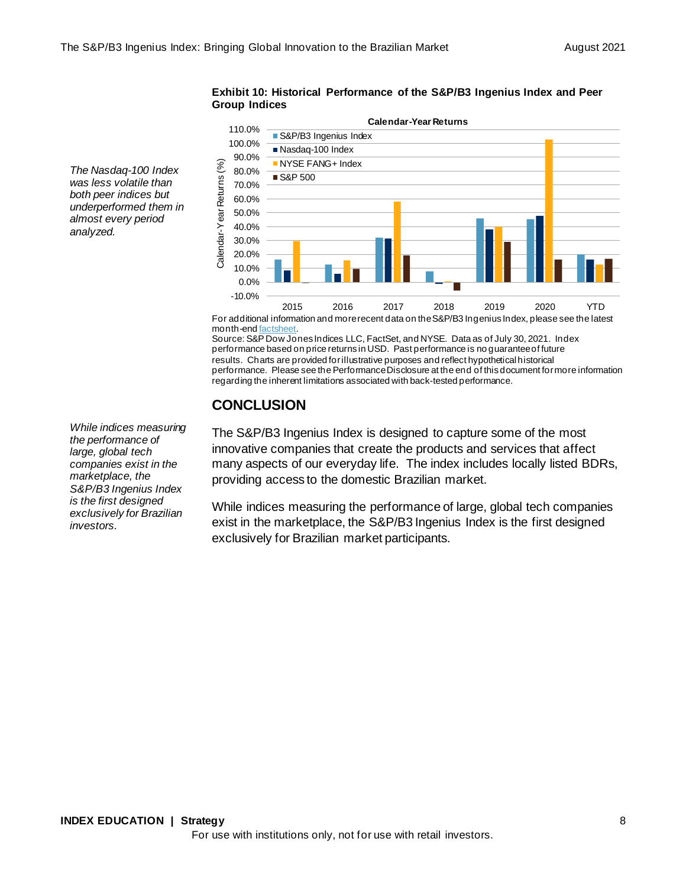*The Nasdaq-100 Index was less volatile than both peer indices but underperformed them in almost every period analyzed.*

**Exhibit 10: Historical Performance of the S&P/B3 Ingenius Index and Peer Group Indices**

For additional information and more recent data on the S&P/B3 Ingenius Index, please see the latest month-end factsheet.

Source: S&P Dow Jones Indices LLC, FactSet, and NYSE. Data as of July 30, 2021. Index performance based on price returns in USD. Past performance is no guarantee of future results. Charts are provided for illustrative purposes and reflect hypothetical historical performance. Please see the Performance Disclosure at the end of this document for more information regarding the inherent limitations associated with back-tested performance.

## CONCLUSION

*While indices measuring the performance of large, global tech companies exist in the marketplace, the S&P/B3 Ingenius Index is the first designed exclusively for Brazilian investors.*

The S&P/B3 Ingenius Index is designed to capture some of the most innovative companies that create the products and services that affect many aspects of our everyday life. The index includes locally listed BDRs, providing access to the domestic Brazilian market.

While indices measuring the performance of large, global tech companies exist in the marketplace, the S&P/B3 Ingenius Index is the first designed exclusively for Brazilian market participants.

For use with institutions only, not for use with retail investors.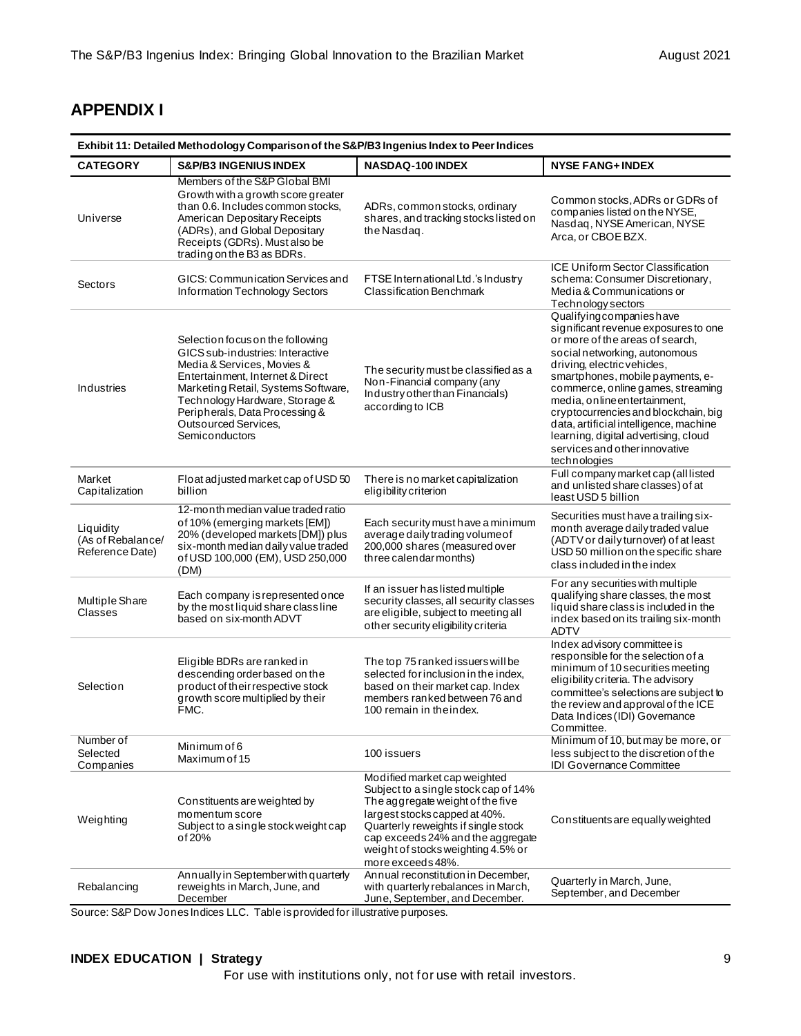## APPENDIX I

**Exhibit 11: Detailed Methodology Comparison of the S&P/B3 Ingenius Index to Peer Indices**

| CATEGORY | S&P/B3 INGENIUS INDEX | NASDAQ-100 INDEX | NYSE FANG+ INDEX |
|---|---|---|---|
| Universe | Members of the S&P Global BMI Growth with a growth score greater than 0.6. Includes common stocks, American Depositary Receipts (ADRs), and Global Depositary Receipts (GDRs). Must also be trading on the B3 as BDRs. | ADRs, common stocks, ordinary shares, and tracking stocks listed on the Nasdaq. | Common stocks, ADRs or GDRs of companies listed on the NYSE, Nasdaq, NYSE American, NYSE Arca, or CBOE BZX. |
| Sectors | GICS: Communication Services and Information Technology Sectors | FTSE International Ltd.'s Industry Classification Benchmark | ICE Uniform Sector Classification schema: Consumer Discretionary, Media & Communications or Technology sectors |
| Industries | Selection focus on the following GICS sub-industries: Interactive Media & Services, Movies & Entertainment, Internet & Direct Marketing Retail, Systems Software, Technology Hardware, Storage & Peripherals, Data Processing & Outsourced Services, Semiconductors | The security must be classified as a Non-Financial company (any Industry other than Financials) according to ICB | Qualifying companies have significant revenue exposures to one or more of the areas of search, social networking, autonomous driving, electric vehicles, smartphones, mobile payments, e-commerce, online games, streaming media, online entertainment, cryptocurrencies and blockchain, big data, artificial intelligence, machine learning, digital advertising, cloud services and other innovative technologies |
| Market Capitalization | Float adjusted market cap of USD 50 billion | There is no market capitalization eligibility criterion | Full company market cap (all listed and unlisted share classes) of at least USD 5 billion |
| Liquidity (As of Rebalance/ Reference Date) | 12-month median value traded ratio of 10% (emerging markets [EM]) 20% (developed markets [DM]) plus six-month median daily value traded of USD 100,000 (EM), USD 250,000 (DM) | Each security must have a minimum average daily trading volume of 200,000 shares (measured over three calendar months) | Securities must have a trailing six-month average daily traded value (ADTV or daily turnover) of at least USD 50 million on the specific share class included in the index |
| Multiple Share Classes | Each company is represented once by the most liquid share class line based on six-month ADVT | If an issuer has listed multiple security classes, all security classes are eligible, subject to meeting all other security eligibility criteria | For any securities with multiple qualifying share classes, the most liquid share class is included in the index based on its trailing six-month ADTV |
| Selection | Eligible BDRs are ranked in descending order based on the product of their respective stock growth score multiplied by their FMC. | The top 75 ranked issuers will be selected for inclusion in the index, based on their market cap. Index members ranked between 76 and 100 remain in the index. | Index advisory committee is responsible for the selection of a minimum of 10 securities meeting eligibility criteria. The advisory committee's selections are subject to the review and approval of the ICE Data Indices (IDI) Governance Committee. |
| Number of Selected Companies | Minimum of 6<br>Maximum of 15 | 100 issuers | Minimum of 10, but may be more, or less subject to the discretion of the IDI Governance Committee |
| Weighting | Constituents are weighted by momentum score<br>Subject to a single stock weight cap of 20% | Modified market cap weighted<br>Subject to a single stock cap of 14%<br>The aggregate weight of the five largest stocks capped at 40%.<br>Quarterly reweights if single stock cap exceeds 24% and the aggregate weight of stocks weighting 4.5% or more exceeds 48%. | Constituents are equally weighted |
| Rebalancing | Annually in September with quarterly reweights in March, June, and December | Annual reconstitution in December, with quarterly rebalances in March, June, September, and December. | Quarterly in March, June, September, and December |

Source: S&P Dow Jones Indices LLC. Table is provided for illustrative purposes.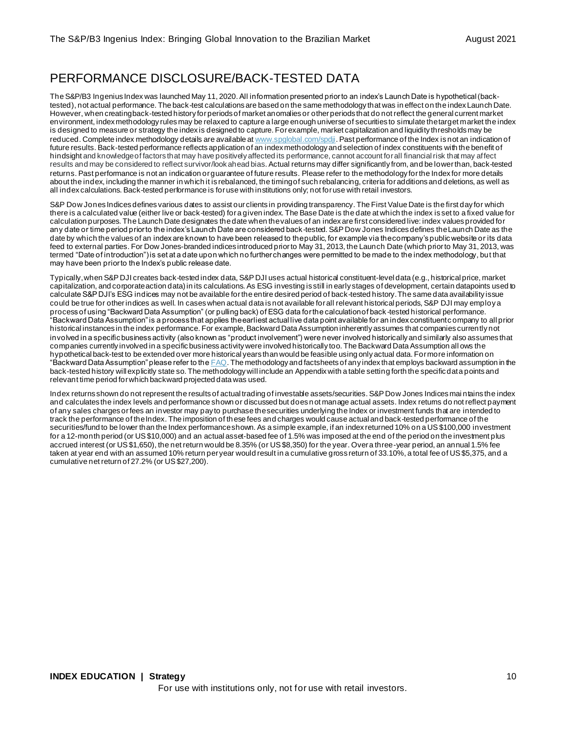# PERFORMANCE DISCLOSURE/BACK-TESTED DATA

The S&P/B3 Ingenius Index was launched May 11, 2020. All information presented prior to an index's Launch Date is hypothetical (back-tested), not actual performance. The back-test calculations are based on the same methodology that was in effect on the index Launch Date. However, when creating back-tested history for periods of market anomalies or other periods that do not reflect the general current market environment, index methodology rules may be relaxed to capture a large enough universe of securities to simulate the target market the index is designed to measure or strategy the index is designed to capture. For example, market capitalization and liquidity thresholds may be reduced. Complete index methodology details are available at [www.spglobal.com/spdji](www.spglobal.com/spdji). Past performance of the Index is not an indication of future results. Back-tested performance reflects application of an index methodology and selection of index constituents with the benefit of hindsight and knowledge of factors that may have positively affected its performance, cannot account for all financial risk that may affect results and may be considered to reflect survivor/look ahead bias. Actual returns may differ significantly from, and be lower than, back-tested returns. Past performance is not an indication or guarantee of future results. Please refer to the methodology for the Index for more details about the index, including the manner in which it is rebalanced, the timing of such rebalancing, criteria for additions and deletions, as well as all index calculations. Back-tested performance is for use with institutions only; not for use with retail investors.

S&P Dow Jones Indices defines various dates to assist our clients in providing transparency. The First Value Date is the first day for which there is a calculated value (either live or back-tested) for a given index. The Base Date is the date at which the index is set to a fixed value for calculation purposes. The Launch Date designates the date when the values of an index are first considered live: index values provided for any date or time period prior to the index's Launch Date are considered back-tested. S&P Dow Jones Indices defines the Launch Date as the date by which the values of an index are known to have been released to the public, for example via the company's public website or its data feed to external parties. For Dow Jones-branded indices introduced prior to May 31, 2013, the Launch Date (which prior to May 31, 2013, was termed "Date of introduction") is set at a date upon which no further changes were permitted to be made to the index methodology, but that may have been prior to the Index's public release date.

Typically, when S&P DJI creates back-tested index data, S&P DJI uses actual historical constituent-level data (e.g., historical price, market capitalization, and corporate action data) in its calculations. As ESG investing is still in early stages of development, certain datapoints used to calculate S&P DJI's ESG indices may not be available for the entire desired period of back-tested history. The same data availability issue could be true for other indices as well. In cases when actual data is not available for all relevant historical periods, S&P DJI may employ a process of using "Backward Data Assumption" (or pulling back) of ESG data for the calculation of back-tested historical performance. "Backward Data Assumption" is a process that applies the earliest actual live data point available for an index constituent company to all prior historical instances in the index performance. For example, Backward Data Assumption inherently assumes that companies currently not involved in a specific business activity (also known as "product involvement") were never involved historically and similarly also assumes that companies currently involved in a specific business activity were involved historically too. The Backward Data Assumption allows the hypothetical back-test to be extended over more historical years than would be feasible using only actual data. For more information on "Backward Data Assumption" please refer to the [FAQ](FAQ). The methodology and factsheets of any index that employs backward assumption in the back-tested history will explicitly state so. The methodology will include an Appendix with a table setting forth the specific data points and relevant time period for which backward projected data was used.

Index returns shown do not represent the results of actual trading of investable assets/securities. S&P Dow Jones Indices maintains the index and calculates the index levels and performance shown or discussed but does not manage actual assets. Index returns do not reflect payment of any sales charges or fees an investor may pay to purchase the securities underlying the Index or investment funds that are intended to track the performance of the Index. The imposition of these fees and charges would cause actual and back-tested performance of the securities/fund to be lower than the Index performance shown. As a simple example, if an index returned 10% on a US $100,000 investment for a 12-month period (or US $10,000) and an actual asset-based fee of 1.5% was imposed at the end of the period on the investment plus accrued interest (or US $1,650), the net return would be 8.35% (or US $8,350) for the year. Over a three-year period, an annual 1.5% fee taken at year end with an assumed 10% return per year would result in a cumulative gross return of 33.10%, a total fee of US $5,375, and a cumulative net return of 27.2% (or US $27,200).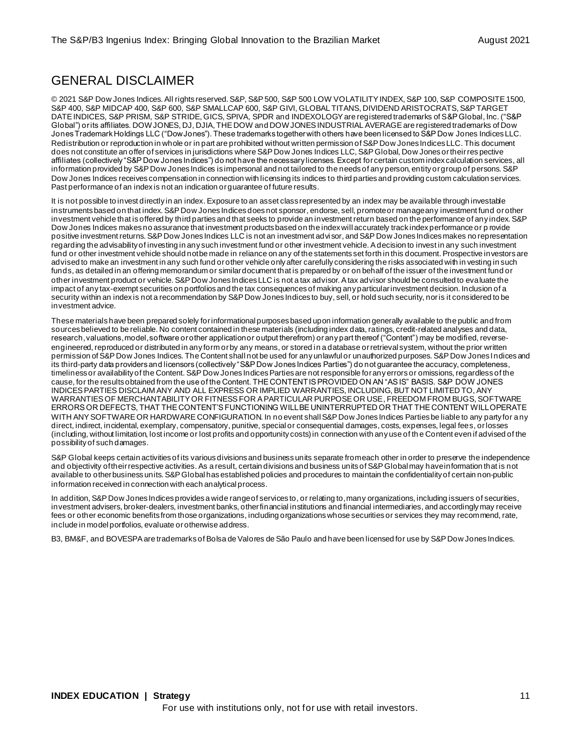## GENERAL DISCLAIMER

© 2021 S&P Dow Jones Indices. All rights reserved. S&P, S&P 500, S&P 500 LOW VOLATILITY INDEX, S&P 100, S&P COMPOSITE 1500, S&P 400, S&P MIDCAP 400, S&P 600, S&P SMALLCAP 600, S&P GIVI, GLOBAL TITANS, DIVIDEND ARISTOCRATS, S&P TARGET DATE INDICES, S&P PRISM, S&P STRIDE, GICS, SPIVA, SPDR and INDEXOLOGY are registered trademarks of S&P Global, Inc. ("S&P Global") or its affiliates. DOW JONES, DJ, DJIA, THE DOW and DOW JONES INDUSTRIAL AVERAGE are registered trademarks of Dow Jones Trademark Holdings LLC ("Dow Jones"). These trademarks together with others have been licensed to S&P Dow Jones Indices LLC. Redistribution or reproduction in whole or in part are prohibited without written permission of S&P Dow Jones Indices LLC. This document does not constitute an offer of services in jurisdictions where S&P Dow Jones Indices LLC, S&P Global, Dow Jones or their respective affiliates (collectively "S&P Dow Jones Indices") do not have the necessary licenses. Except for certain custom index calculation services, all information provided by S&P Dow Jones Indices is impersonal and not tailored to the needs of any person, entity or group of persons. S&P Dow Jones Indices receives compensation in connection with licensing its indices to third parties and providing custom calculation services. Past performance of an index is not an indication or guarantee of future results.

It is not possible to invest directly in an index. Exposure to an asset class represented by an index may be available through investable instruments based on that index. S&P Dow Jones Indices does not sponsor, endorse, sell, promote or manage any investment fund or other investment vehicle that is offered by third parties and that seeks to provide an investment return based on the performance of any index. S&P Dow Jones Indices makes no assurance that investment products based on the index will accurately track index performance or provide positive investment returns. S&P Dow Jones Indices LLC is not an investment advisor, and S&P Dow Jones Indices makes no representation regarding the advisability of investing in any such investment fund or other investment vehicle. A decision to invest in any such investment fund or other investment vehicle should not be made in reliance on any of the statements set forth in this document. Prospective investors are advised to make an investment in any such fund or other vehicle only after carefully considering the risks associated with investing in such funds, as detailed in an offering memorandum or similar document that is prepared by or on behalf of the issuer of the investment fund or other investment product or vehicle. S&P Dow Jones Indices LLC is not a tax advisor. A tax advisor should be consulted to evaluate the impact of any tax-exempt securities on portfolios and the tax consequences of making any particular investment decision. Inclusion of a security within an index is not a recommendation by S&P Dow Jones Indices to buy, sell, or hold such security, nor is it considered to be investment advice.

These materials have been prepared solely for informational purposes based upon information generally available to the public and from sources believed to be reliable. No content contained in these materials (including index data, ratings, credit-related analyses and data, research, valuations, model, software or other application or output therefrom) or any part thereof ("Content") may be modified, reverse-engineered, reproduced or distributed in any form or by any means, or stored in a database or retrieval system, without the prior written permission of S&P Dow Jones Indices. The Content shall not be used for any unlawful or unauthorized purposes. S&P Dow Jones Indices and its third-party data providers and licensors (collectively "S&P Dow Jones Indices Parties") do not guarantee the accuracy, completeness, timeliness or availability of the Content. S&P Dow Jones Indices Parties are not responsible for any errors or omissions, regardless of the cause, for the results obtained from the use of the Content. THE CONTENT IS PROVIDED ON AN "AS IS" BASIS. S&P DOW JONES INDICES PARTIES DISCLAIM ANY AND ALL EXPRESS OR IMPLIED WARRANTIES, INCLUDING, BUT NOT LIMITED TO, ANY WARRANTIES OF MERCHANTABILITY OR FITNESS FOR A PARTICULAR PURPOSE OR USE, FREEDOM FROM BUGS, SOFTWARE ERRORS OR DEFECTS, THAT THE CONTENT'S FUNCTIONING WILL BE UNINTERRUPTED OR THAT THE CONTENT WILL OPERATE WITH ANY SOFTWARE OR HARDWARE CONFIGURATION. In no event shall S&P Dow Jones Indices Parties be liable to any party for any direct, indirect, incidental, exemplary, compensatory, punitive, special or consequential damages, costs, expenses, legal fees, or losses (including, without limitation, lost income or lost profits and opportunity costs) in connection with any use of the Content even if advised of the possibility of such damages.

S&P Global keeps certain activities of its various divisions and business units separate from each other in order to preserve the independence and objectivity of their respective activities. As a result, certain divisions and business units of S&P Global may have information that is not available to other business units. S&P Global has established policies and procedures to maintain the confidentiality of certain non-public information received in connection with each analytical process.

In addition, S&P Dow Jones Indices provides a wide range of services to, or relating to, many organizations, including issuers of securities, investment advisers, broker-dealers, investment banks, other financial institutions and financial intermediaries, and accordingly may receive fees or other economic benefits from those organizations, including organizations whose securities or services they may recommend, rate, include in model portfolios, evaluate or otherwise address.

B3, BM&F, and BOVESPA are trademarks of Bolsa de Valores de São Paulo and have been licensed for use by S&P Dow Jones Indices.